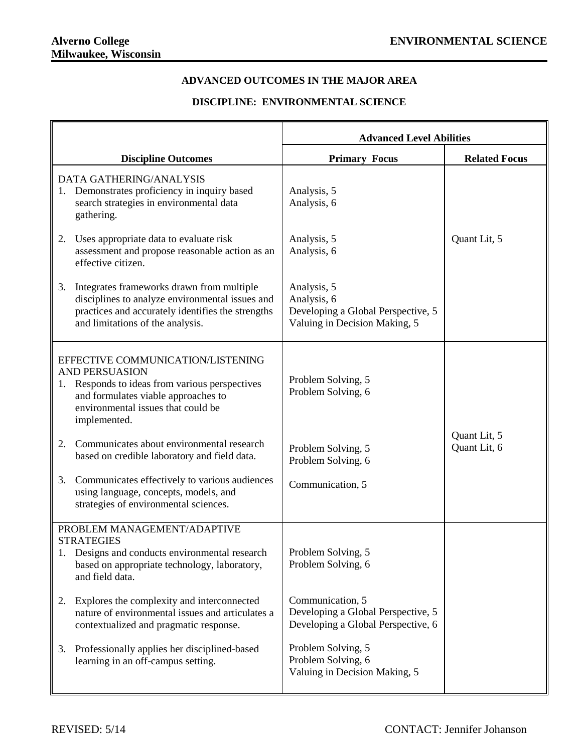**Alverno College**
**Milwaukee, Wisconsin**

**ENVIRONMENTAL SCIENCE**

## ADVANCED OUTCOMES IN THE MAJOR AREA

## DISCIPLINE: ENVIRONMENTAL SCIENCE

| Discipline Outcomes | Advanced Level Abilities | |
|---|---|---|
| | **Primary Focus** | **Related Focus** |
| DATA GATHERING/ANALYSIS | | |
| 1. Demonstrates proficiency in inquiry based search strategies in environmental data gathering. | Analysis, 5<br>Analysis, 6 | |
| 2. Uses appropriate data to evaluate risk assessment and propose reasonable action as an effective citizen. | Analysis, 5<br>Analysis, 6 | Quant Lit, 5 |
| 3. Integrates frameworks drawn from multiple disciplines to analyze environmental issues and practices and accurately identifies the strengths and limitations of the analysis. | Analysis, 5<br>Analysis, 6<br>Developing a Global Perspective, 5<br>Valuing in Decision Making, 5 | |
| EFFECTIVE COMMUNICATION/LISTENING AND PERSUASION | | |
| 1. Responds to ideas from various perspectives and formulates viable approaches to environmental issues that could be implemented. | Problem Solving, 5<br>Problem Solving, 6 | |
| 2. Communicates about environmental research based on credible laboratory and field data. | Problem Solving, 5<br>Problem Solving, 6 | Quant Lit, 5<br>Quant Lit, 6 |
| 3. Communicates effectively to various audiences using language, concepts, models, and strategies of environmental sciences. | Communication, 5 | |
| PROBLEM MANAGEMENT/ADAPTIVE STRATEGIES | | |
| 1. Designs and conducts environmental research based on appropriate technology, laboratory, and field data. | Problem Solving, 5<br>Problem Solving, 6 | |
| 2. Explores the complexity and interconnected nature of environmental issues and articulates a contextualized and pragmatic response. | Communication, 5<br>Developing a Global Perspective, 5<br>Developing a Global Perspective, 6 | |
| 3. Professionally applies her disciplined-based learning in an off-campus setting. | Problem Solving, 5<br>Problem Solving, 6<br>Valuing in Decision Making, 5 | |

REVISED: 5/14

CONTACT: Jennifer Johanson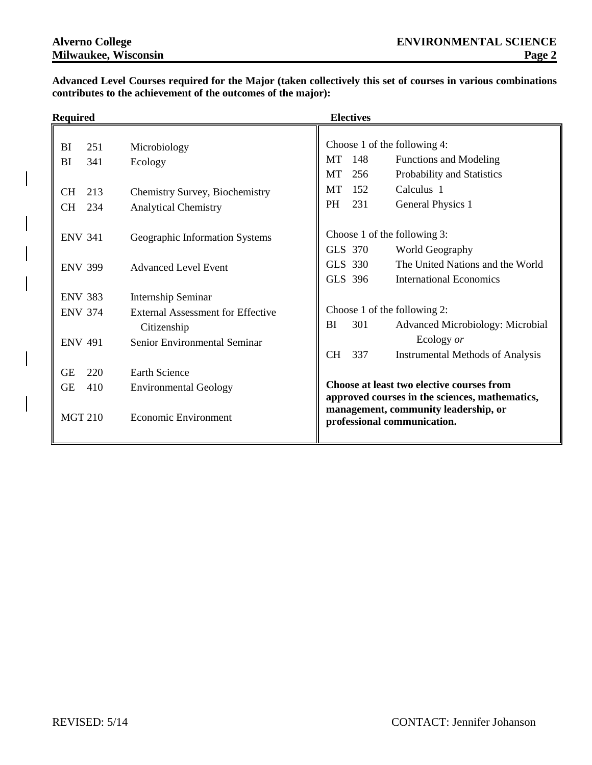**Advanced Level Courses required for the Major (taken collectively this set of courses in various combinations contributes to the achievement of the outcomes of the major):**

| Required | | | Electives | | |
|---|---|---|---|---|---|
| BI | 251 | Microbiology | Choose 1 of the following 4: | | |
| BI | 341 | Ecology | MT | 148 | Functions and Modeling |
| | | | MT | 256 | Probability and Statistics |
| CH | 213 | Chemistry Survey, Biochemistry | MT | 152 | Calculus 1 |
| CH | 234 | Analytical Chemistry | PH | 231 | General Physics 1 |
| ENV | 341 | Geographic Information Systems | Choose 1 of the following 3: | | |
| | | | GLS | 370 | World Geography |
| ENV | 399 | Advanced Level Event | GLS | 330 | The United Nations and the World |
| | | | GLS | 396 | International Economics |
| ENV | 383 | Internship Seminar | | | |
| ENV | 374 | External Assessment for Effective Citizenship | Choose 1 of the following 2: | | |
| ENV | 491 | Senior Environmental Seminar | BI | 301 | Advanced Microbiology: Microbial Ecology *or* |
| | | | CH | 337 | Instrumental Methods of Analysis |
| GE | 220 | Earth Science | | | |
| GE | 410 | Environmental Geology | **Choose at least two elective courses from approved courses in the sciences, mathematics, management, community leadership, or professional communication.** | | |
| MGT | 210 | Economic Environment | | | |

REVISED: 5/14

CONTACT: Jennifer Johanson